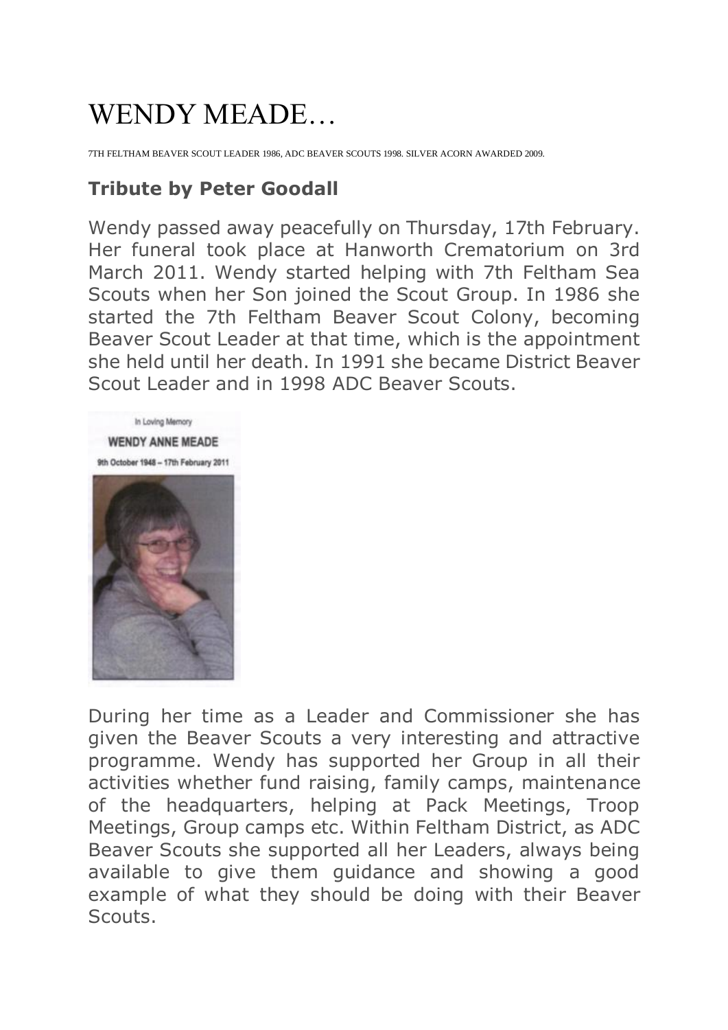# WENDY MEADE…

7TH FELTHAM BEAVER SCOUT LEADER 1986, ADC BEAVER SCOUTS 1998. SILVER ACORN AWARDED 2009.

## Tribute by Peter Goodall

Wendy passed away peacefully on Thursday, 17th February. Her funeral took place at Hanworth Crematorium on 3rd March 2011. Wendy started helping with 7th Feltham Sea Scouts when her Son joined the Scout Group. In 1986 she started the 7th Feltham Beaver Scout Colony, becoming Beaver Scout Leader at that time, which is the appointment she held until her death. In 1991 she became District Beaver Scout Leader and in 1998 ADC Beaver Scouts.

In Loving Memory

WENDY ANNE MEADE

9th October 1948 – 17th February 2011

During her time as a Leader and Commissioner she has given the Beaver Scouts a very interesting and attractive programme. Wendy has supported her Group in all their activities whether fund raising, family camps, maintenance of the headquarters, helping at Pack Meetings, Troop Meetings, Group camps etc. Within Feltham District, as ADC Beaver Scouts she supported all her Leaders, always being available to give them guidance and showing a good example of what they should be doing with their Beaver Scouts.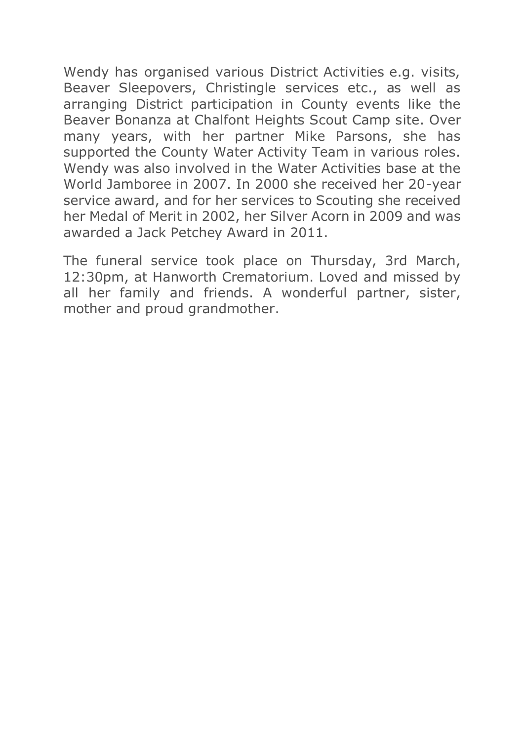Wendy has organised various District Activities e.g. visits, Beaver Sleepovers, Christingle services etc., as well as arranging District participation in County events like the Beaver Bonanza at Chalfont Heights Scout Camp site. Over many years, with her partner Mike Parsons, she has supported the County Water Activity Team in various roles. Wendy was also involved in the Water Activities base at the World Jamboree in 2007. In 2000 she received her 20-year service award, and for her services to Scouting she received her Medal of Merit in 2002, her Silver Acorn in 2009 and was awarded a Jack Petchey Award in 2011.

The funeral service took place on Thursday, 3rd March, 12:30pm, at Hanworth Crematorium. Loved and missed by all her family and friends. A wonderful partner, sister, mother and proud grandmother.